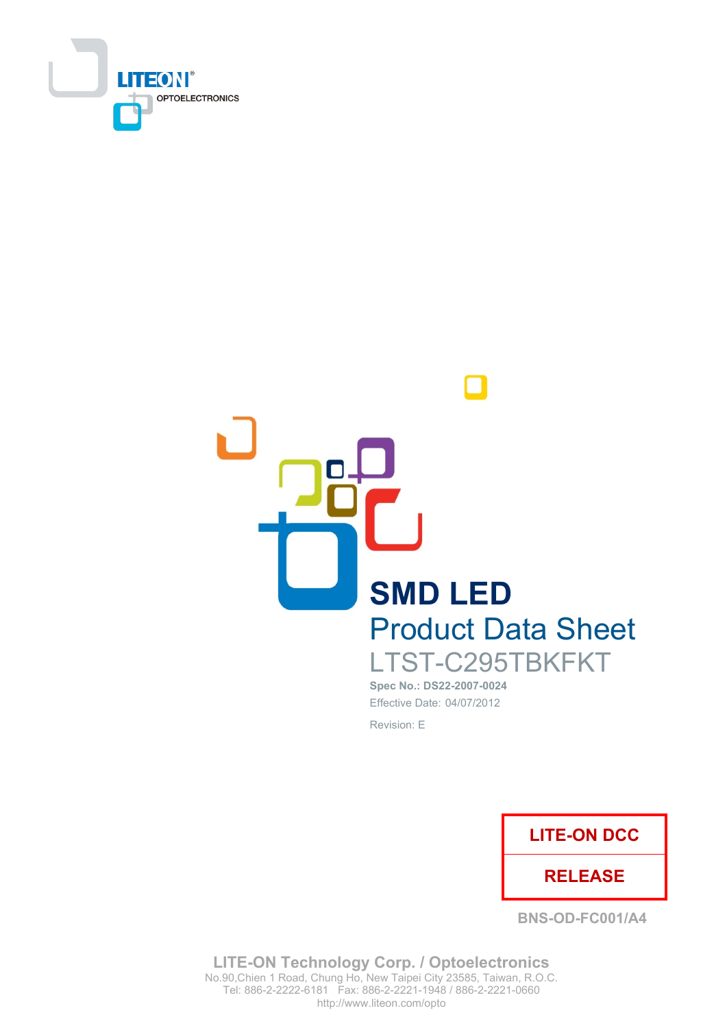LITEON OPTOELECTRONICS

# SMD LED

## Product Data Sheet

LTST-C295TBKFKT

**Spec No.: DS22-2007-0024**

Effective Date: 04/07/2012

Revision: E

**LITE-ON DCC**

**RELEASE**

BNS-OD-FC001/A4

**LITE-ON Technology Corp. / Optoelectronics**
No.90,Chien 1 Road, Chung Ho, New Taipei City 23585, Taiwan, R.O.C.
Tel: 886-2-2222-6181 Fax: 886-2-2221-1948 / 886-2-2221-0660
http://www.liteon.com/opto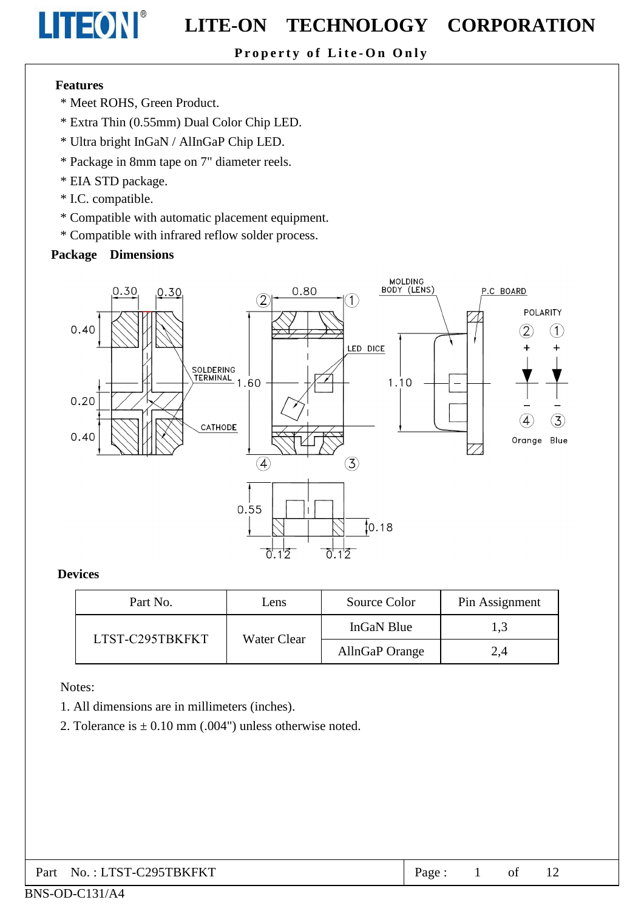## Features

* Meet ROHS, Green Product.
* Extra Thin (0.55mm) Dual Color Chip LED.
* Ultra bright InGaN / AlInGaP Chip LED.
* Package in 8mm tape on 7" diameter reels.
* EIA STD package.
* I.C. compatible.
* Compatible with automatic placement equipment.
* Compatible with infrared reflow solder process.

## Package Dimensions

## Devices

| Part No. | Lens | Source Color | Pin Assignment |
|---|---|---|---|
| LTST-C295TBKFKT | Water Clear | InGaN Blue | 1,3 |
| | | AllnGaP Orange | 2,4 |

Notes:

1. All dimensions are in millimeters (inches).
2. Tolerance is ± 0.10 mm (.004") unless otherwise noted.

Part No. : LTST-C295TBKFKT

BNS-OD-C131/A4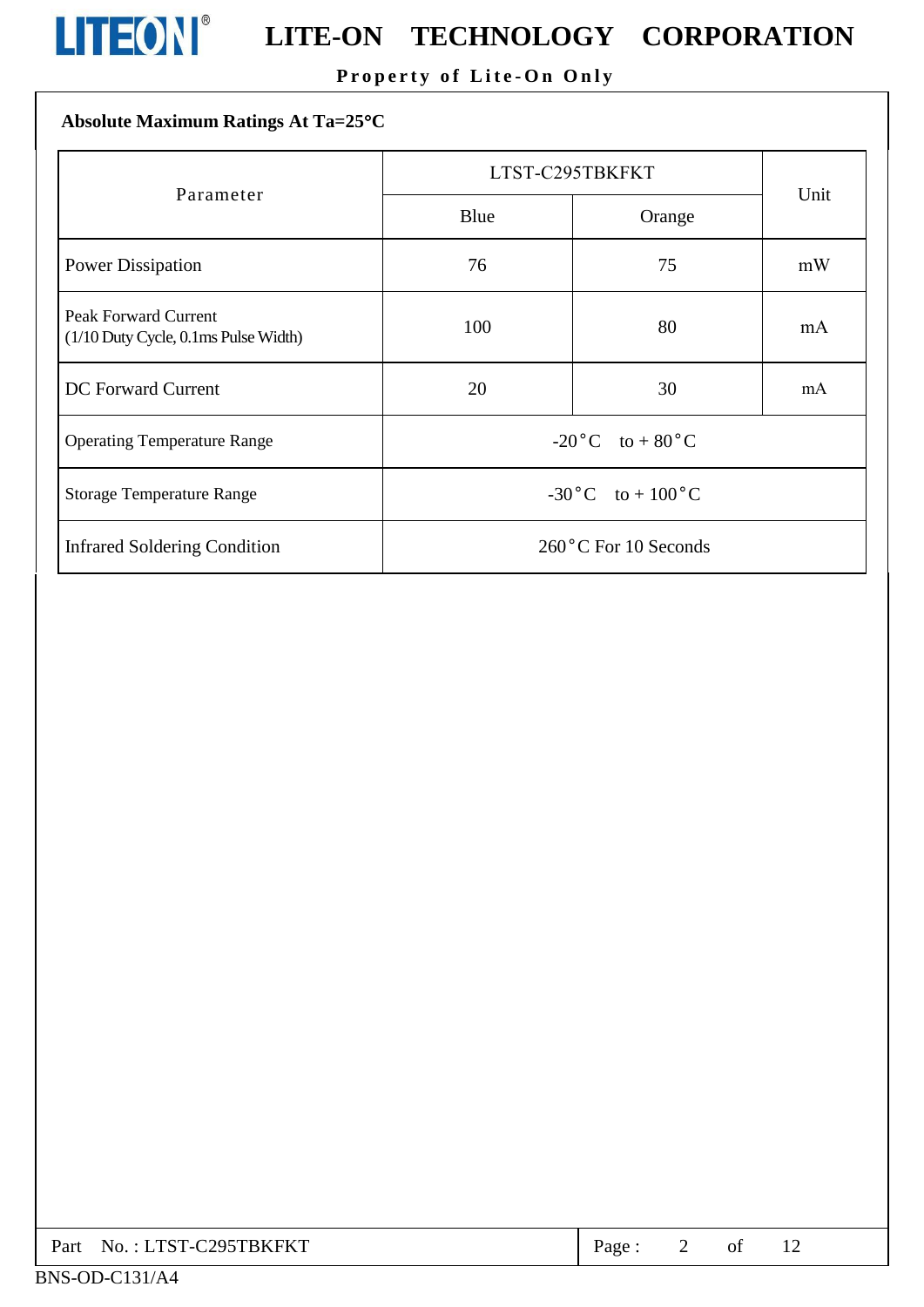### Absolute Maximum Ratings At Ta=25°C

| Parameter | LTST-C295TBKFKT | | Unit |
|---|---|---|---|
| | Blue | Orange | |
| Power Dissipation | 76 | 75 | mW |
| Peak Forward Current (1/10 Duty Cycle, 0.1ms Pulse Width) | 100 | 80 | mA |
| DC Forward Current | 20 | 30 | mA |
| Operating Temperature Range | -20°C to + 80°C | | |
| Storage Temperature Range | -30°C to + 100°C | | |
| Infrared Soldering Condition | 260°C For 10 Seconds | | |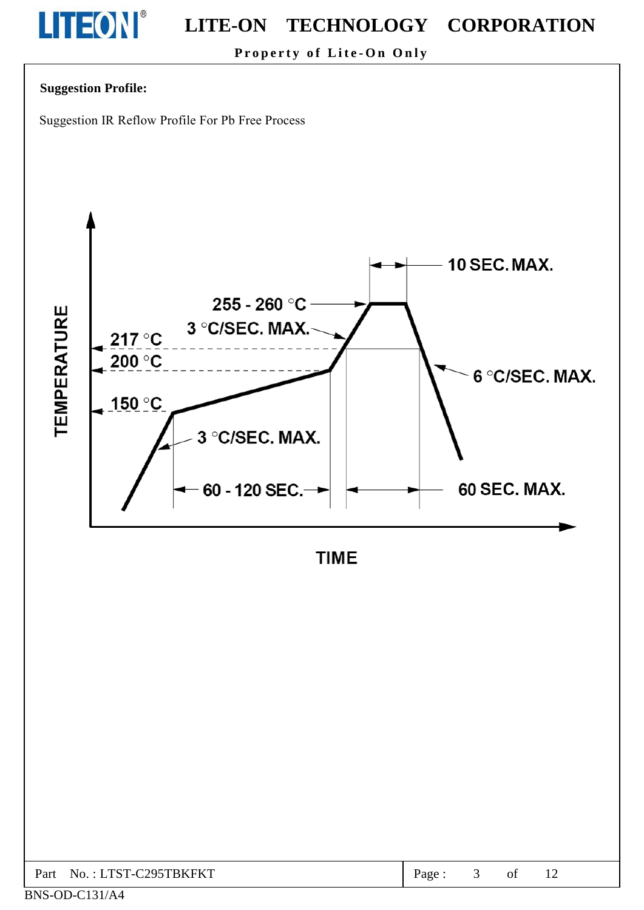**Suggestion Profile:**

Suggestion IR Reflow Profile For Pb Free Process

TEMPERATURE

10 SEC. MAX.

255 - 260 °C

3 °C/SEC. MAX.

217 °C

200 °C

6 °C/SEC. MAX.

150 °C

3 °C/SEC. MAX.

60 - 120 SEC.

60 SEC. MAX.

TIME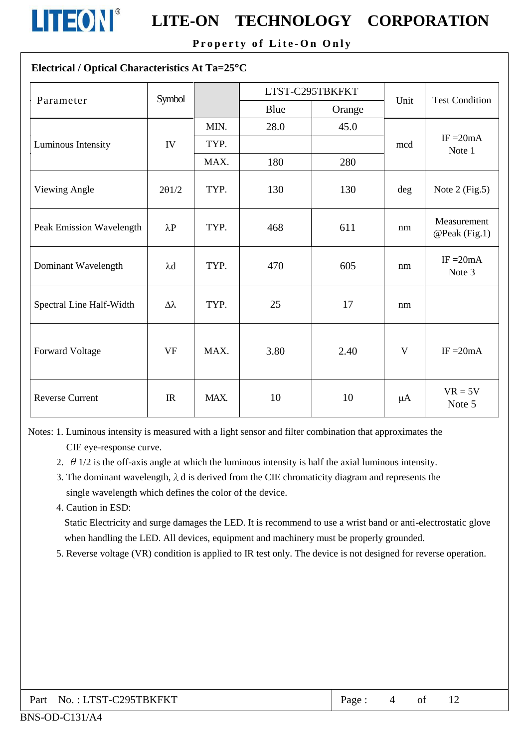## Electrical / Optical Characteristics At Ta=25°C

| Parameter | Symbol | | LTST-C295TBKFKT | | Unit | Test Condition |
|---|---|---|---|---|---|---|
| | | | Blue | Orange | | |
| Luminous Intensity | IV | MIN. | 28.0 | 45.0 | mcd | IF =20mA Note 1 |
| | | TYP. | | | | |
| | | MAX. | 180 | 280 | | |
| Viewing Angle | 2θ1/2 | TYP. | 130 | 130 | deg | Note 2 (Fig.5) |
| Peak Emission Wavelength | λP | TYP. | 468 | 611 | nm | Measurement @Peak (Fig.1) |
| Dominant Wavelength | λd | TYP. | 470 | 605 | nm | IF =20mA Note 3 |
| Spectral Line Half-Width | Δλ | TYP. | 25 | 17 | nm | |
| Forward Voltage | VF | MAX. | 3.80 | 2.40 | V | IF =20mA |
| Reverse Current | IR | MAX. | 10 | 10 | μA | VR = 5V Note 5 |

Notes: 1. Luminous intensity is measured with a light sensor and filter combination that approximates the CIE eye-response curve.

2. θ 1/2 is the off-axis angle at which the luminous intensity is half the axial luminous intensity.
3. The dominant wavelength, λ d is derived from the CIE chromaticity diagram and represents the single wavelength which defines the color of the device.
4. Caution in ESD:
   Static Electricity and surge damages the LED. It is recommend to use a wrist band or anti-electrostatic glove when handling the LED. All devices, equipment and machinery must be properly grounded.
5. Reverse voltage (VR) condition is applied to IR test only. The device is not designed for reverse operation.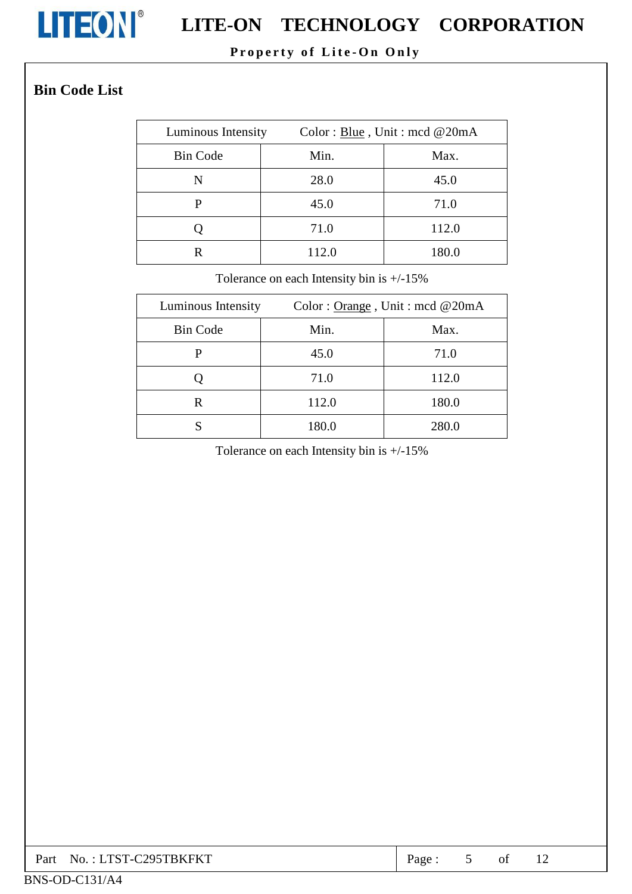## Bin Code List

| Luminous Intensity | Color : Blue , Unit : mcd @20mA | |
|---|---|---|
| Bin Code | Min. | Max. |
| N | 28.0 | 45.0 |
| P | 45.0 | 71.0 |
| Q | 71.0 | 112.0 |
| R | 112.0 | 180.0 |

Tolerance on each Intensity bin is +/-15%

| Luminous Intensity | Color : Orange , Unit : mcd @20mA | |
|---|---|---|
| Bin Code | Min. | Max. |
| P | 45.0 | 71.0 |
| Q | 71.0 | 112.0 |
| R | 112.0 | 180.0 |
| S | 180.0 | 280.0 |

Tolerance on each Intensity bin is +/-15%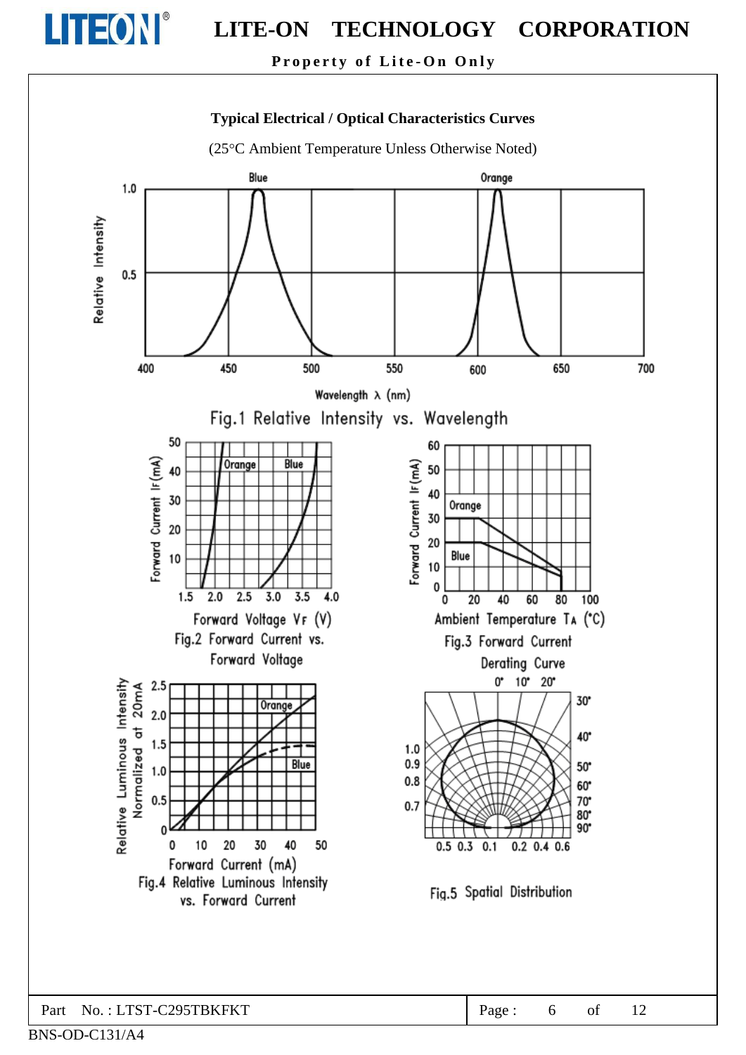### Typical Electrical / Optical Characteristics Curves

(25°C Ambient Temperature Unless Otherwise Noted)

Fig.1 Relative Intensity vs. Wavelength

Fig.2 Forward Current vs. Forward Voltage

Fig.3 Forward Current Derating Curve

Fig.4 Relative Luminous Intensity vs. Forward Current

Fig.5 Spatial Distribution

Part No. : LTST-C295TBKFKT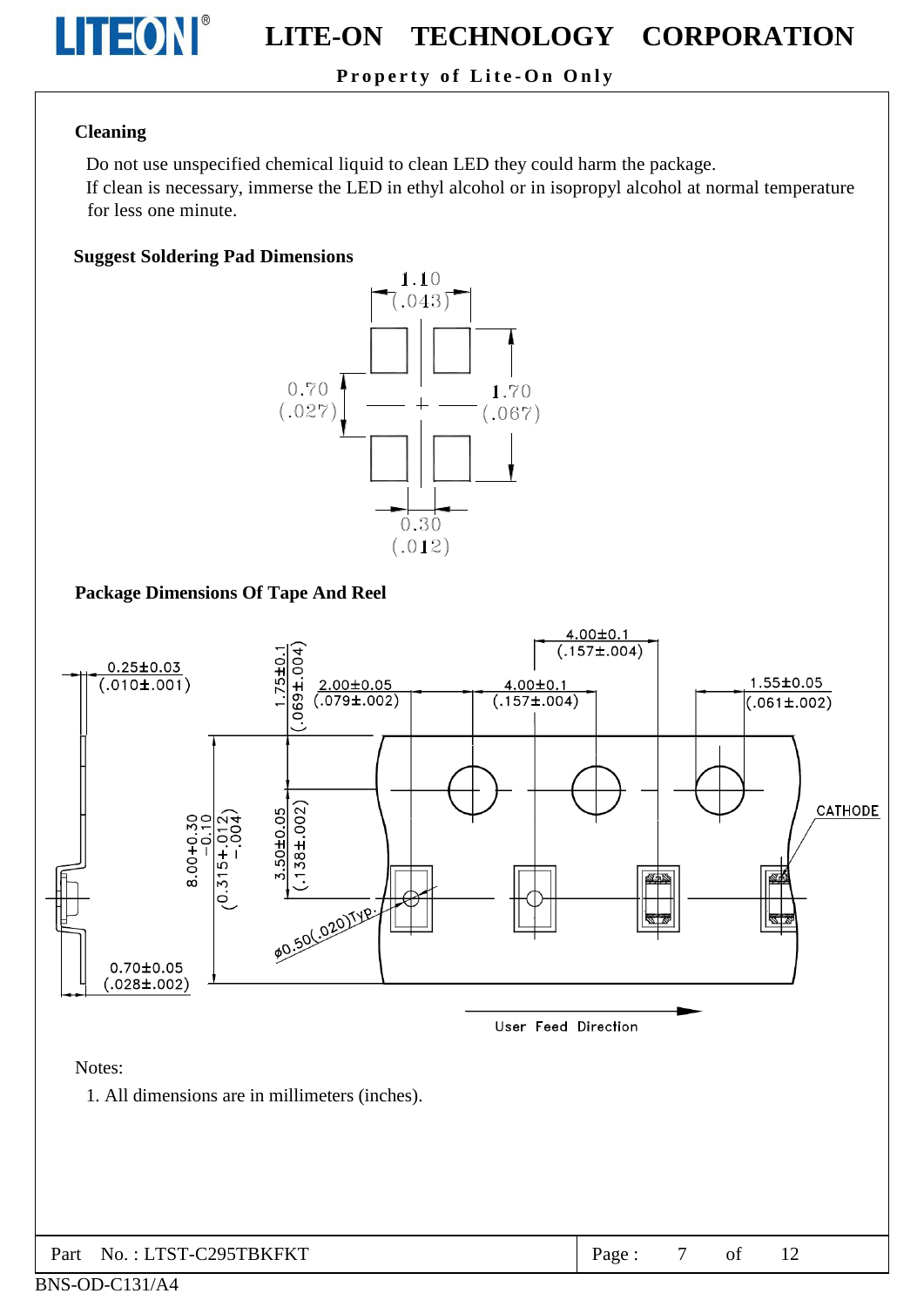### Cleaning

Do not use unspecified chemical liquid to clean LED they could harm the package.
If clean is necessary, immerse the LED in ethyl alcohol or in isopropyl alcohol at normal temperature for less one minute.

### Suggest Soldering Pad Dimensions

### Package Dimensions Of Tape And Reel

Notes:

1. All dimensions are in millimeters (inches).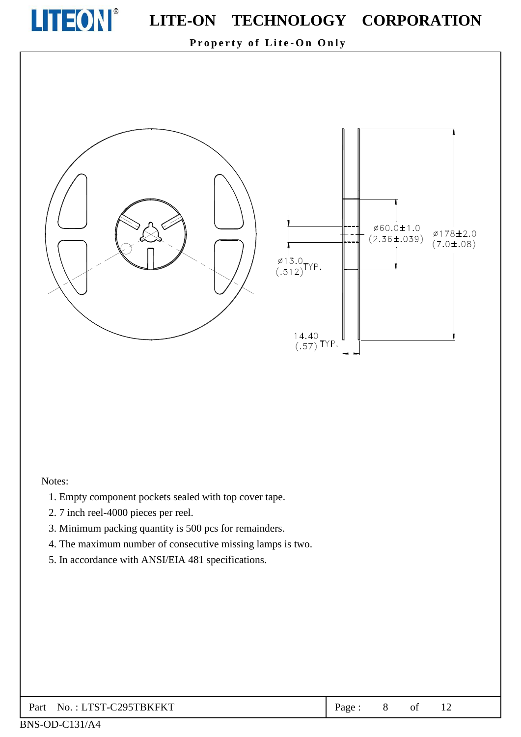ø60.0±1.0
(2.36±.039)

ø178±2.0
(7.0±.08)

ø13.0
(.512) TYP.

14.40
(.57) TYP.

Notes:

1. Empty component pockets sealed with top cover tape.
2. 7 inch reel-4000 pieces per reel.
3. Minimum packing quantity is 500 pcs for remainders.
4. The maximum number of consecutive missing lamps is two.
5. In accordance with ANSI/EIA 481 specifications.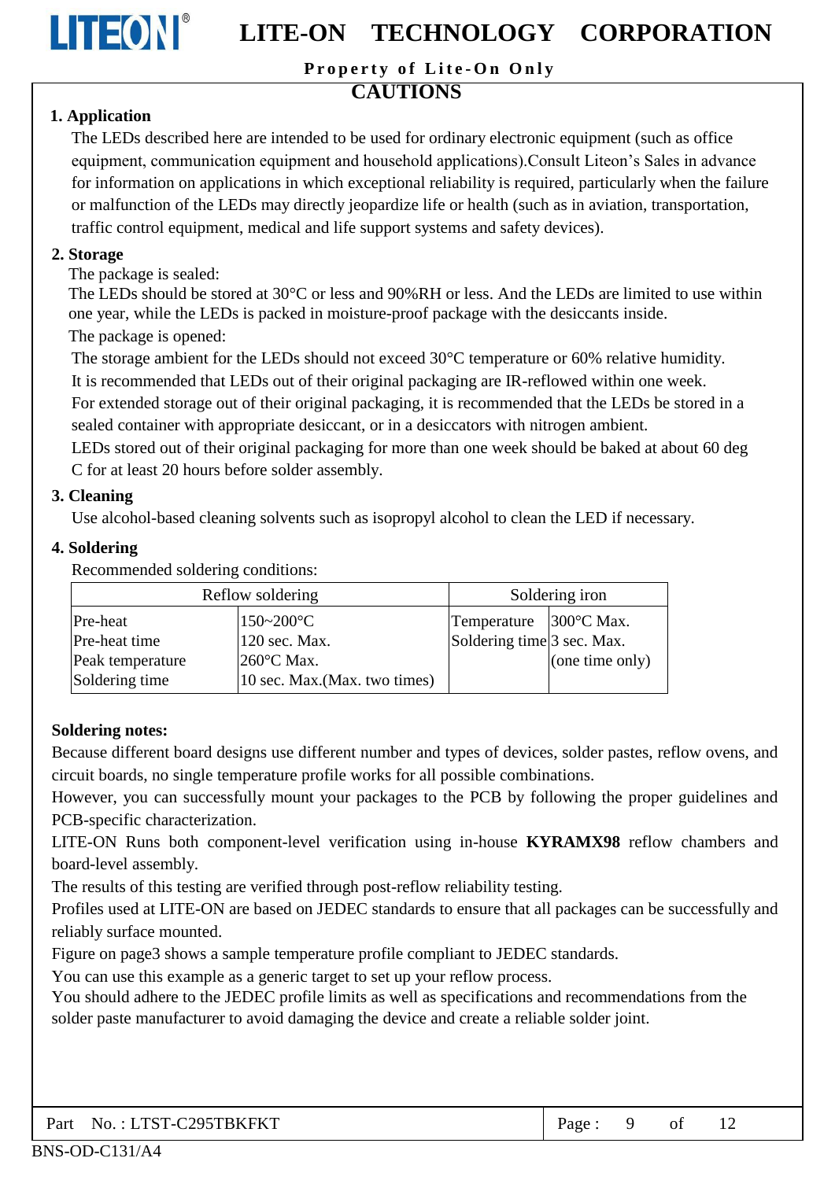## CAUTIONS

### 1. Application

The LEDs described here are intended to be used for ordinary electronic equipment (such as office equipment, communication equipment and household applications).Consult Liteon's Sales in advance for information on applications in which exceptional reliability is required, particularly when the failure or malfunction of the LEDs may directly jeopardize life or health (such as in aviation, transportation, traffic control equipment, medical and life support systems and safety devices).

### 2. Storage

The package is sealed:

The LEDs should be stored at 30°C or less and 90%RH or less. And the LEDs are limited to use within one year, while the LEDs is packed in moisture-proof package with the desiccants inside.

The package is opened:

The storage ambient for the LEDs should not exceed 30°C temperature or 60% relative humidity.

It is recommended that LEDs out of their original packaging are IR-reflowed within one week.

For extended storage out of their original packaging, it is recommended that the LEDs be stored in a sealed container with appropriate desiccant, or in a desiccators with nitrogen ambient.

LEDs stored out of their original packaging for more than one week should be baked at about 60 deg C for at least 20 hours before solder assembly.

### 3. Cleaning

Use alcohol-based cleaning solvents such as isopropyl alcohol to clean the LED if necessary.

### 4. Soldering

Recommended soldering conditions:

| Reflow soldering | | Soldering iron | |
|---|---|---|---|
| Pre-heat<br>Pre-heat time<br>Peak temperature<br>Soldering time | 150~200°C<br>120 sec. Max.<br>260°C Max.<br>10 sec. Max.(Max. two times) | Temperature<br>Soldering time | 300°C Max.<br>3 sec. Max.<br>(one time only) |

**Soldering notes:**

Because different board designs use different number and types of devices, solder pastes, reflow ovens, and circuit boards, no single temperature profile works for all possible combinations.

However, you can successfully mount your packages to the PCB by following the proper guidelines and PCB-specific characterization.

LITE-ON Runs both component-level verification using in-house **KYRAMX98** reflow chambers and board-level assembly.

The results of this testing are verified through post-reflow reliability testing.

Profiles used at LITE-ON are based on JEDEC standards to ensure that all packages can be successfully and reliably surface mounted.

Figure on page3 shows a sample temperature profile compliant to JEDEC standards.

You can use this example as a generic target to set up your reflow process.

You should adhere to the JEDEC profile limits as well as specifications and recommendations from the solder paste manufacturer to avoid damaging the device and create a reliable solder joint.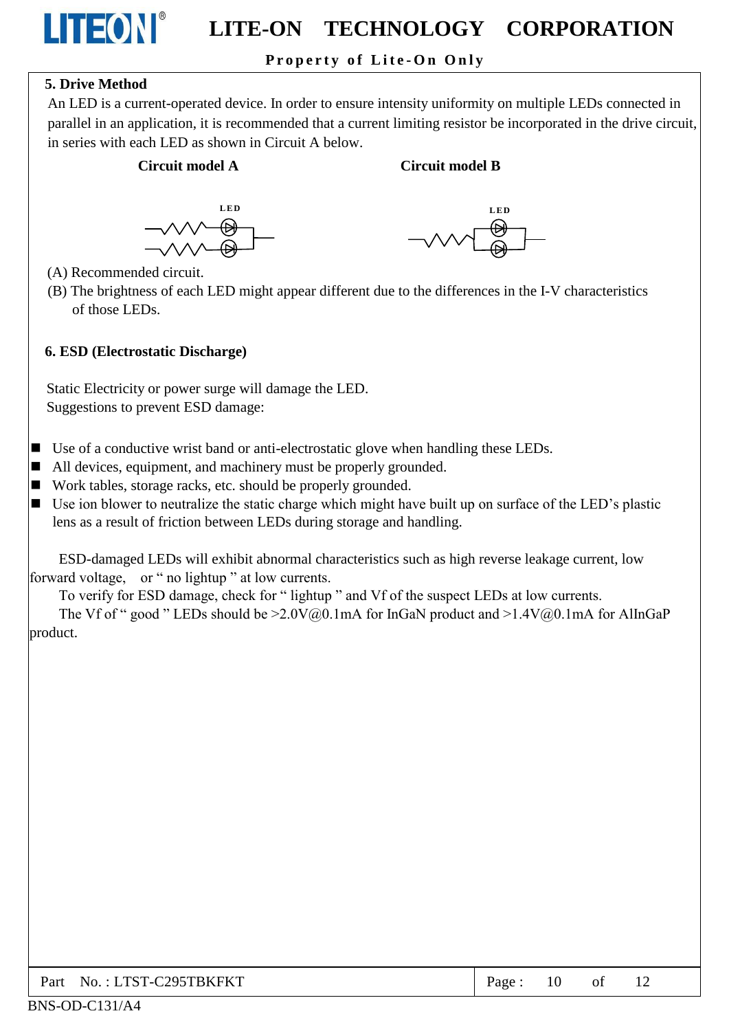## 5. Drive Method

An LED is a current-operated device. In order to ensure intensity uniformity on multiple LEDs connected in parallel in an application, it is recommended that a current limiting resistor be incorporated in the drive circuit, in series with each LED as shown in Circuit A below.

**Circuit model A** **Circuit model B**

LED LED

(A) Recommended circuit.

(B) The brightness of each LED might appear different due to the differences in the I-V characteristics of those LEDs.

## 6. ESD (Electrostatic Discharge)

Static Electricity or power surge will damage the LED.
Suggestions to prevent ESD damage:

- Use of a conductive wrist band or anti-electrostatic glove when handling these LEDs.
- All devices, equipment, and machinery must be properly grounded.
- Work tables, storage racks, etc. should be properly grounded.
- Use ion blower to neutralize the static charge which might have built up on surface of the LED's plastic lens as a result of friction between LEDs during storage and handling.

ESD-damaged LEDs will exhibit abnormal characteristics such as high reverse leakage current, low forward voltage, or " no lightup " at low currents.

To verify for ESD damage, check for " lightup " and Vf of the suspect LEDs at low currents.

The Vf of " good " LEDs should be >2.0V@0.1mA for InGaN product and >1.4V@0.1mA for AlInGaP product.

Part No. : LTST-C295TBKFKT

BNS-OD-C131/A4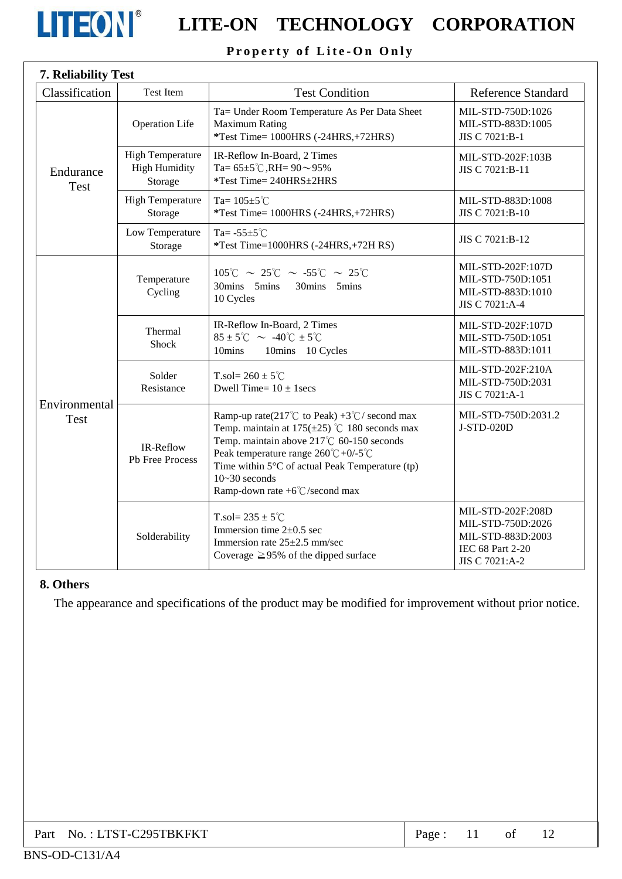## 7. Reliability Test

| Classification | Test Item | Test Condition | Reference Standard |
|---|---|---|---|
| Endurance Test | Operation Life | Ta= Under Room Temperature As Per Data Sheet Maximum Rating<br>*Test Time= 1000HRS (-24HRS,+72HRS) | MIL-STD-750D:1026<br>MIL-STD-883D:1005<br>JIS C 7021:B-1 |
| | High Temperature High Humidity Storage | IR-Reflow In-Board, 2 Times<br>Ta= 65±5℃,RH= 90～95%<br>*Test Time= 240HRS±2HRS | MIL-STD-202F:103B<br>JIS C 7021:B-11 |
| | High Temperature Storage | Ta= 105±5℃<br>*Test Time= 1000HRS (-24HRS,+72HRS) | MIL-STD-883D:1008<br>JIS C 7021:B-10 |
| | Low Temperature Storage | Ta= -55±5℃<br>*Test Time=1000HRS (-24HRS,+72H RS) | JIS C 7021:B-12 |
| Environmental Test | Temperature Cycling | 105℃ ～ 25℃ ～ -55℃ ～ 25℃<br>30mins 5mins 30mins 5mins<br>10 Cycles | MIL-STD-202F:107D<br>MIL-STD-750D:1051<br>MIL-STD-883D:1010<br>JIS C 7021:A-4 |
| | Thermal Shock | IR-Reflow In-Board, 2 Times<br>85 ± 5℃ ～ -40℃ ± 5℃<br>10mins 10mins 10 Cycles | MIL-STD-202F:107D<br>MIL-STD-750D:1051<br>MIL-STD-883D:1011 |
| | Solder Resistance | T.sol= 260 ± 5℃<br>Dwell Time= 10 ± 1secs | MIL-STD-202F:210A<br>MIL-STD-750D:2031<br>JIS C 7021:A-1 |
| | IR-Reflow Pb Free Process | Ramp-up rate(217℃ to Peak) +3℃/ second max<br>Temp. maintain at 175(±25) ℃ 180 seconds max<br>Temp. maintain above 217℃ 60-150 seconds<br>Peak temperature range 260℃+0/-5℃<br>Time within 5°C of actual Peak Temperature (tp) 10~30 seconds<br>Ramp-down rate +6℃/second max | MIL-STD-750D:2031.2<br>J-STD-020D |
| | Solderability | T.sol= 235 ± 5℃<br>Immersion time 2±0.5 sec<br>Immersion rate 25±2.5 mm/sec<br>Coverage ≧95% of the dipped surface | MIL-STD-202F:208D<br>MIL-STD-750D:2026<br>MIL-STD-883D:2003<br>IEC 68 Part 2-20<br>JIS C 7021:A-2 |

## 8. Others

The appearance and specifications of the product may be modified for improvement without prior notice.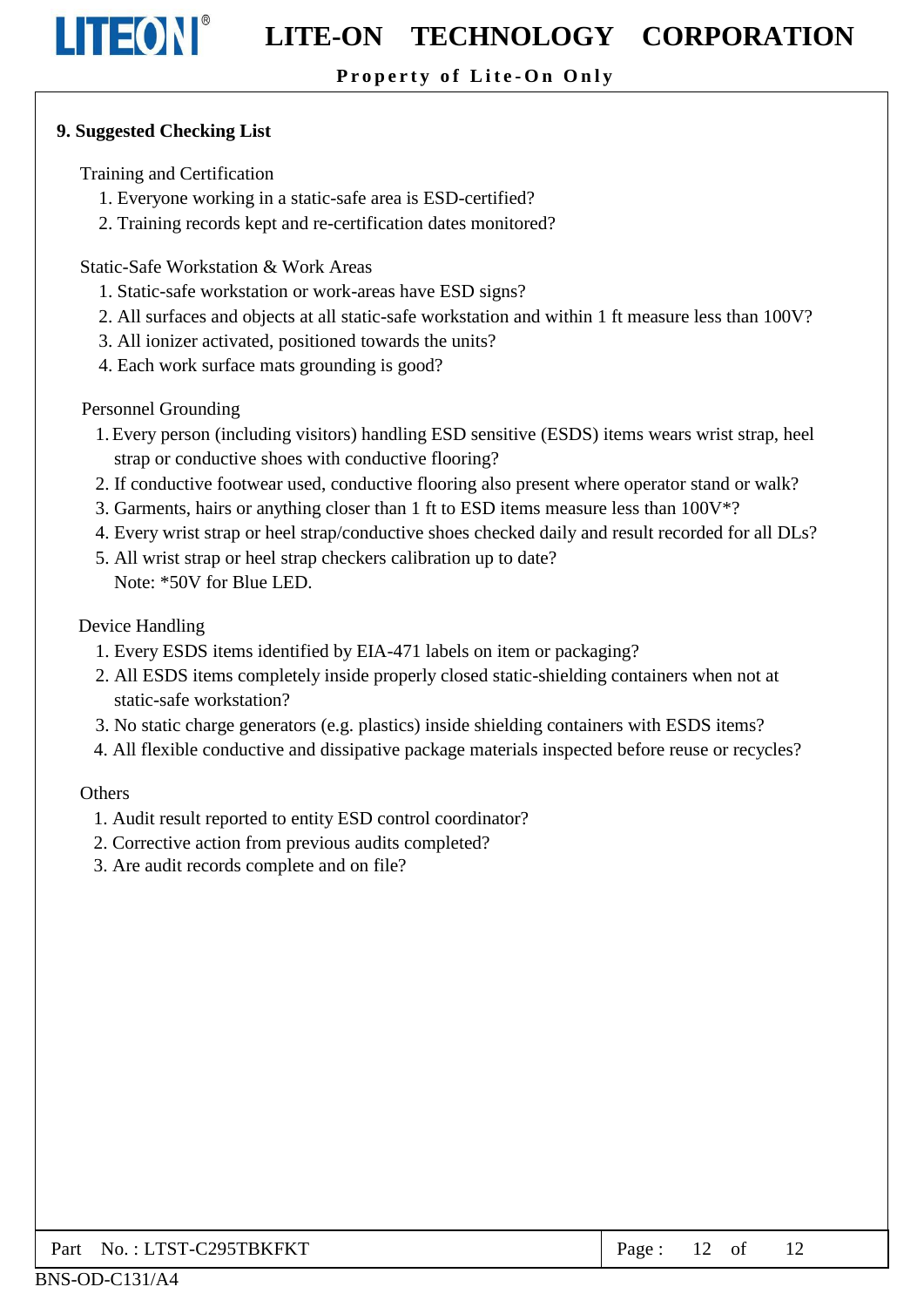## 9. Suggested Checking List

Training and Certification

1. Everyone working in a static-safe area is ESD-certified?
2. Training records kept and re-certification dates monitored?

Static-Safe Workstation & Work Areas

1. Static-safe workstation or work-areas have ESD signs?
2. All surfaces and objects at all static-safe workstation and within 1 ft measure less than 100V?
3. All ionizer activated, positioned towards the units?
4. Each work surface mats grounding is good?

Personnel Grounding

1. Every person (including visitors) handling ESD sensitive (ESDS) items wears wrist strap, heel strap or conductive shoes with conductive flooring?
2. If conductive footwear used, conductive flooring also present where operator stand or walk?
3. Garments, hairs or anything closer than 1 ft to ESD items measure less than 100V*?
4. Every wrist strap or heel strap/conductive shoes checked daily and result recorded for all DLs?
5. All wrist strap or heel strap checkers calibration up to date?
   Note: *50V for Blue LED.

Device Handling

1. Every ESDS items identified by EIA-471 labels on item or packaging?
2. All ESDS items completely inside properly closed static-shielding containers when not at static-safe workstation?
3. No static charge generators (e.g. plastics) inside shielding containers with ESDS items?
4. All flexible conductive and dissipative package materials inspected before reuse or recycles?

Others

1. Audit result reported to entity ESD control coordinator?
2. Corrective action from previous audits completed?
3. Are audit records complete and on file?